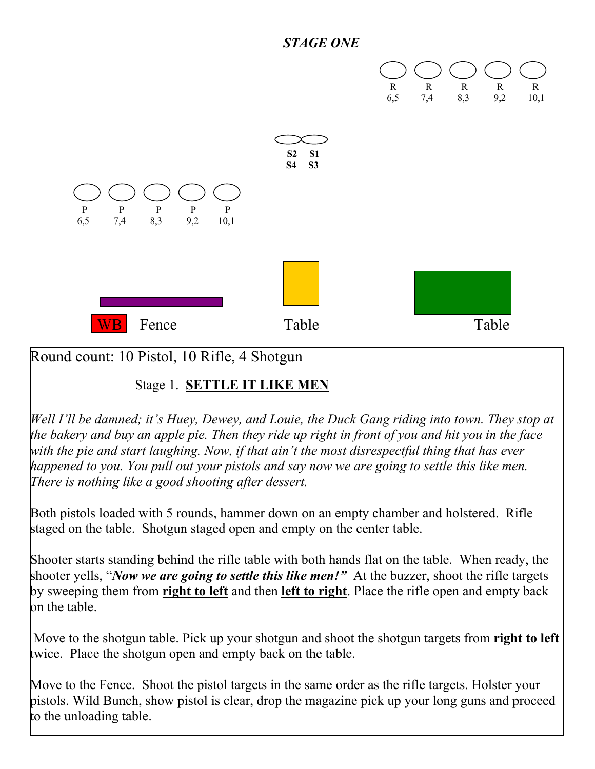# *STAGE ONE*

| R | R | R | R | R |
|---|---|---|---|---|
| 6,5 | 7,4 | 8,3 | 9,2 | 10,1 |

S2 S1
S4 S3

| P | P | P | P | P |
|---|---|---|---|---|
| 6,5 | 7,4 | 8,3 | 9,2 | 10,1 |

WB Fence Table Table

Round count: 10 Pistol, 10 Rifle, 4 Shotgun

Stage 1. **SETTLE IT LIKE MEN**

*Well I'll be damned; it's Huey, Dewey, and Louie, the Duck Gang riding into town. They stop at the bakery and buy an apple pie. Then they ride up right in front of you and hit you in the face with the pie and start laughing. Now, if that ain't the most disrespectful thing that has ever happened to you. You pull out your pistols and say now we are going to settle this like men. There is nothing like a good shooting after dessert.*

Both pistols loaded with 5 rounds, hammer down on an empty chamber and holstered. Rifle staged on the table. Shotgun staged open and empty on the center table.

Shooter starts standing behind the rifle table with both hands flat on the table. When ready, the shooter yells, "***Now we are going to settle this like men!***" At the buzzer, shoot the rifle targets by sweeping them from **right to left** and then **left to right**. Place the rifle open and empty back on the table.

Move to the shotgun table. Pick up your shotgun and shoot the shotgun targets from **right to left** twice. Place the shotgun open and empty back on the table.

Move to the Fence. Shoot the pistol targets in the same order as the rifle targets. Holster your pistols. Wild Bunch, show pistol is clear, drop the magazine pick up your long guns and proceed to the unloading table.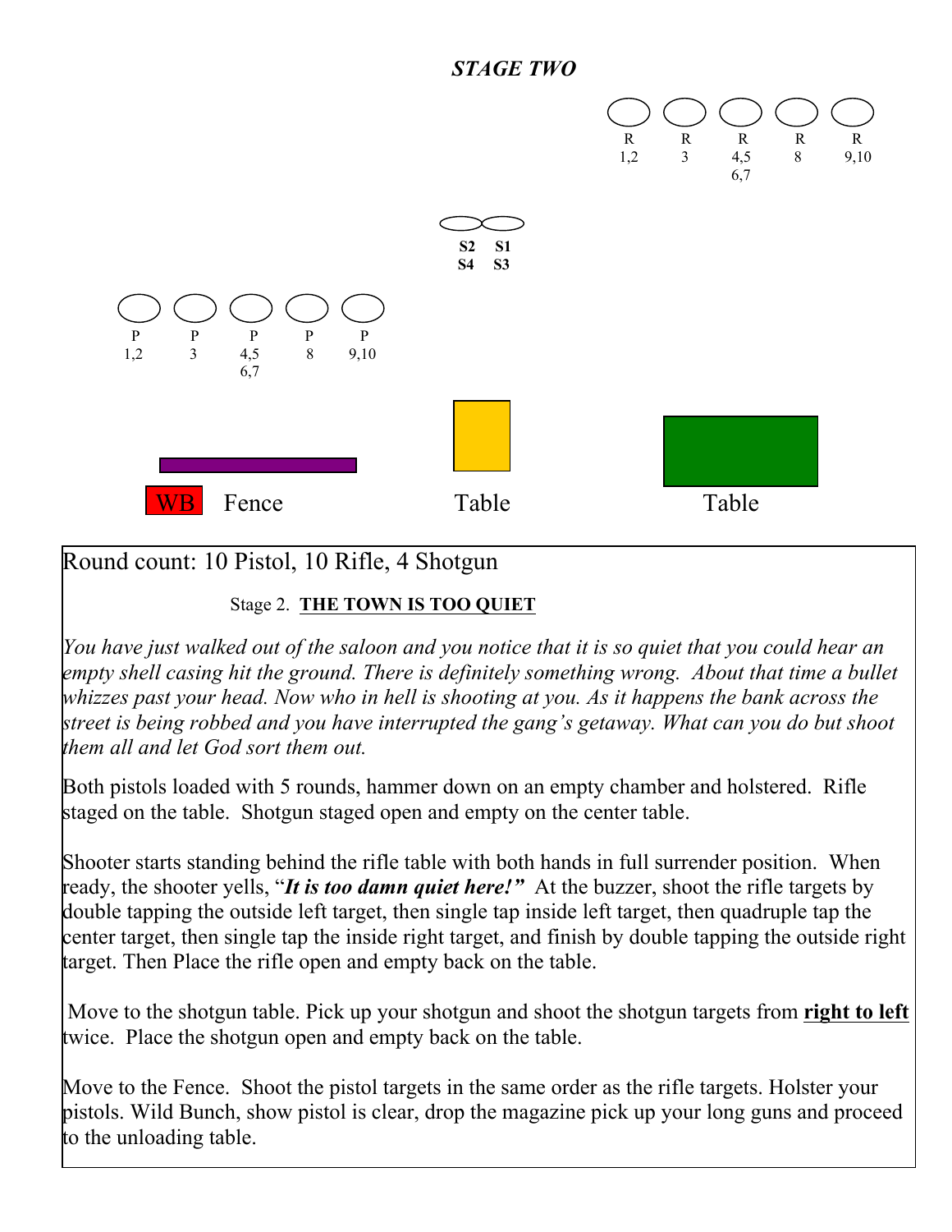## *STAGE TWO*

R 1,2 R 3 R 4,5 6,7 R 8 R 9,10

**S2 S4** **S1 S3**

P 1,2 P 3 P 4,5 6,7 P 8 P 9,10

WB Fence Table Table

Round count: 10 Pistol, 10 Rifle, 4 Shotgun

Stage 2. **THE TOWN IS TOO QUIET**

*You have just walked out of the saloon and you notice that it is so quiet that you could hear an empty shell casing hit the ground. There is definitely something wrong. About that time a bullet whizzes past your head. Now who in hell is shooting at you. As it happens the bank across the street is being robbed and you have interrupted the gang's getaway. What can you do but shoot them all and let God sort them out.*

Both pistols loaded with 5 rounds, hammer down on an empty chamber and holstered. Rifle staged on the table. Shotgun staged open and empty on the center table.

Shooter starts standing behind the rifle table with both hands in full surrender position. When ready, the shooter yells, "***It is too damn quiet here!"*** At the buzzer, shoot the rifle targets by double tapping the outside left target, then single tap inside left target, then quadruple tap the center target, then single tap the inside right target, and finish by double tapping the outside right target. Then Place the rifle open and empty back on the table.

Move to the shotgun table. Pick up your shotgun and shoot the shotgun targets from **right to left** twice. Place the shotgun open and empty back on the table.

Move to the Fence. Shoot the pistol targets in the same order as the rifle targets. Holster your pistols. Wild Bunch, show pistol is clear, drop the magazine pick up your long guns and proceed to the unloading table.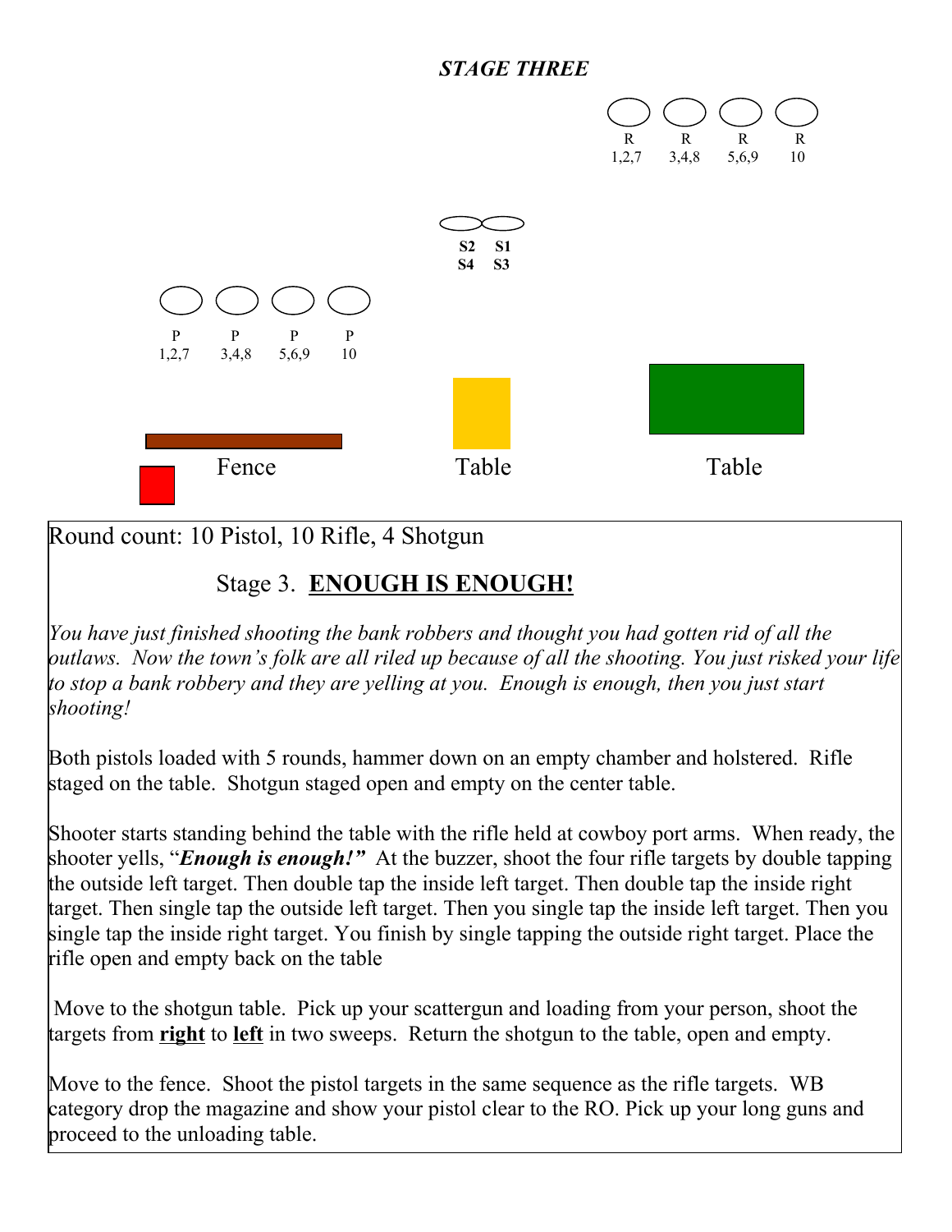## *STAGE THREE*

R 1,2,7 | R 3,4,8 | R 5,6,9 | R 10

S2 S4 | S1 S3

P 1,2,7 | P 3,4,8 | P 5,6,9 | P 10

Fence | Table | Table

Round count: 10 Pistol, 10 Rifle, 4 Shotgun

### Stage 3. **ENOUGH IS ENOUGH!**

*You have just finished shooting the bank robbers and thought you had gotten rid of all the outlaws. Now the town's folk are all riled up because of all the shooting. You just risked your life to stop a bank robbery and they are yelling at you. Enough is enough, then you just start shooting!*

Both pistols loaded with 5 rounds, hammer down on an empty chamber and holstered. Rifle staged on the table. Shotgun staged open and empty on the center table.

Shooter starts standing behind the table with the rifle held at cowboy port arms. When ready, the shooter yells, "***Enough is enough!"*** At the buzzer, shoot the four rifle targets by double tapping the outside left target. Then double tap the inside left target. Then double tap the inside right target. Then single tap the outside left target. Then you single tap the inside left target. Then you single tap the inside right target. You finish by single tapping the outside right target. Place the rifle open and empty back on the table

Move to the shotgun table. Pick up your scattergun and loading from your person, shoot the targets from **right** to **left** in two sweeps. Return the shotgun to the table, open and empty.

Move to the fence. Shoot the pistol targets in the same sequence as the rifle targets. WB category drop the magazine and show your pistol clear to the RO. Pick up your long guns and proceed to the unloading table.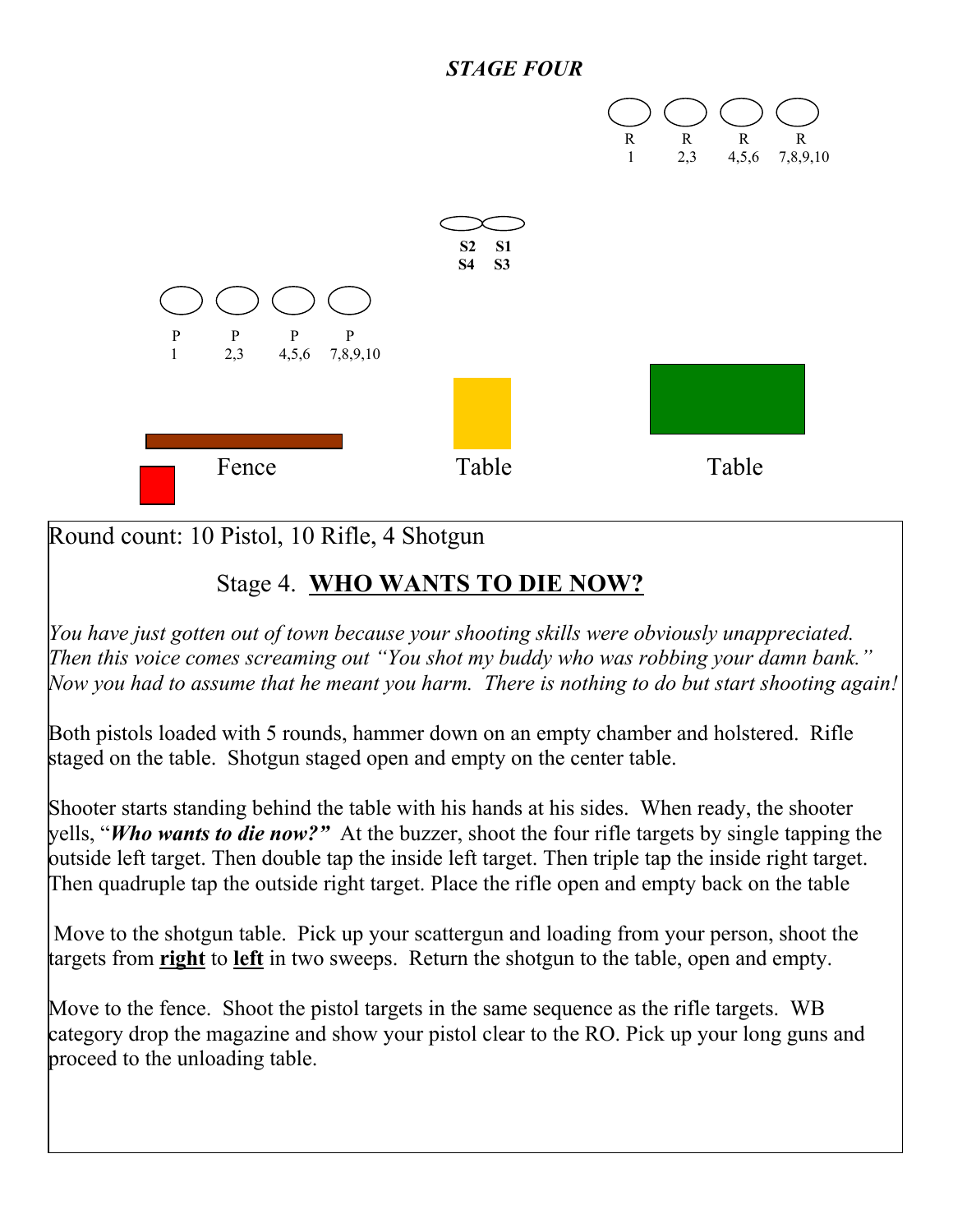## STAGE FOUR

R 1 R 2,3 R 4,5,6 R 7,8,9,10

S2 S1
S4 S3

P 1 P 2,3 P 4,5,6 P 7,8,9,10

Fence Table Table

Round count: 10 Pistol, 10 Rifle, 4 Shotgun

### Stage 4. **WHO WANTS TO DIE NOW?**

*You have just gotten out of town because your shooting skills were obviously unappreciated. Then this voice comes screaming out "You shot my buddy who was robbing your damn bank." Now you had to assume that he meant you harm. There is nothing to do but start shooting again!*

Both pistols loaded with 5 rounds, hammer down on an empty chamber and holstered. Rifle staged on the table. Shotgun staged open and empty on the center table.

Shooter starts standing behind the table with his hands at his sides. When ready, the shooter yells, "***Who wants to die now?"*** At the buzzer, shoot the four rifle targets by single tapping the outside left target. Then double tap the inside left target. Then triple tap the inside right target. Then quadruple tap the outside right target. Place the rifle open and empty back on the table

Move to the shotgun table. Pick up your scattergun and loading from your person, shoot the targets from **right** to **left** in two sweeps. Return the shotgun to the table, open and empty.

Move to the fence. Shoot the pistol targets in the same sequence as the rifle targets. WB category drop the magazine and show your pistol clear to the RO. Pick up your long guns and proceed to the unloading table.